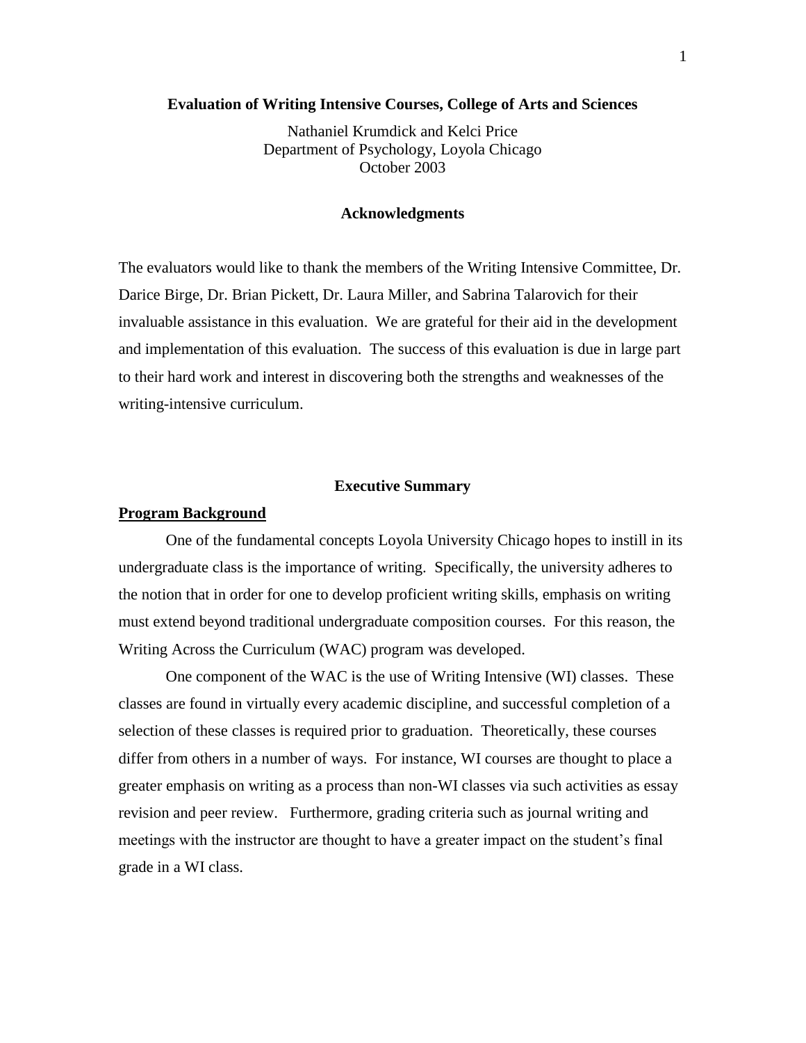# Evaluation of Writing Intensive Courses, College of Arts and Sciences

Nathaniel Krumdick and Kelci Price
Department of Psychology, Loyola Chicago
October 2003

## Acknowledgments

The evaluators would like to thank the members of the Writing Intensive Committee, Dr. Darice Birge, Dr. Brian Pickett, Dr. Laura Miller, and Sabrina Talarovich for their invaluable assistance in this evaluation. We are grateful for their aid in the development and implementation of this evaluation. The success of this evaluation is due in large part to their hard work and interest in discovering both the strengths and weaknesses of the writing-intensive curriculum.

## Executive Summary

### Program Background

One of the fundamental concepts Loyola University Chicago hopes to instill in its undergraduate class is the importance of writing. Specifically, the university adheres to the notion that in order for one to develop proficient writing skills, emphasis on writing must extend beyond traditional undergraduate composition courses. For this reason, the Writing Across the Curriculum (WAC) program was developed.

One component of the WAC is the use of Writing Intensive (WI) classes. These classes are found in virtually every academic discipline, and successful completion of a selection of these classes is required prior to graduation. Theoretically, these courses differ from others in a number of ways. For instance, WI courses are thought to place a greater emphasis on writing as a process than non-WI classes via such activities as essay revision and peer review. Furthermore, grading criteria such as journal writing and meetings with the instructor are thought to have a greater impact on the student's final grade in a WI class.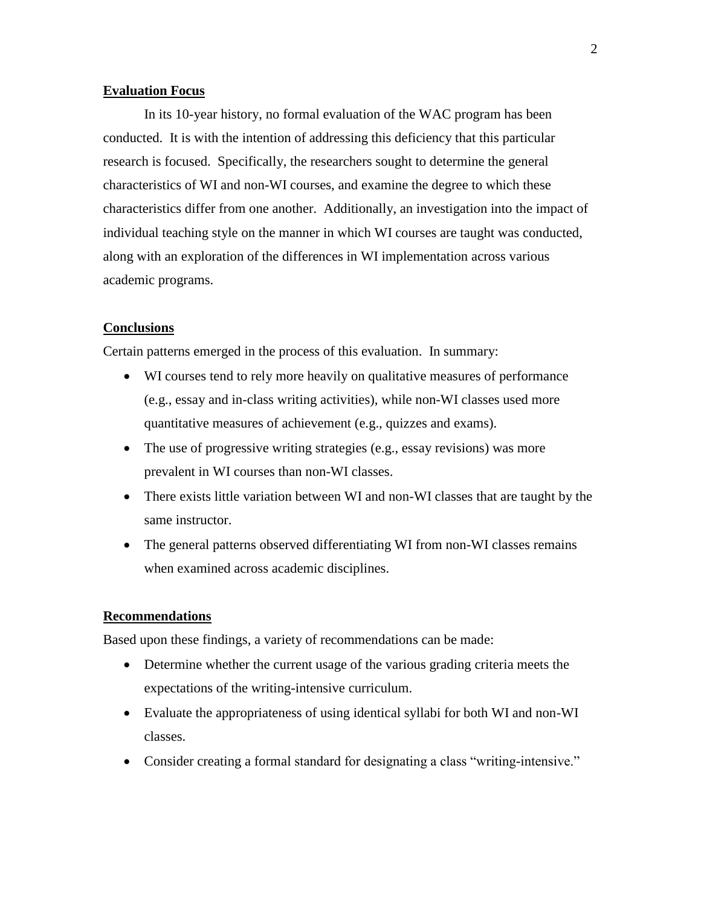## Evaluation Focus

In its 10-year history, no formal evaluation of the WAC program has been conducted. It is with the intention of addressing this deficiency that this particular research is focused. Specifically, the researchers sought to determine the general characteristics of WI and non-WI courses, and examine the degree to which these characteristics differ from one another. Additionally, an investigation into the impact of individual teaching style on the manner in which WI courses are taught was conducted, along with an exploration of the differences in WI implementation across various academic programs.

## Conclusions

Certain patterns emerged in the process of this evaluation. In summary:

- WI courses tend to rely more heavily on qualitative measures of performance (e.g., essay and in-class writing activities), while non-WI classes used more quantitative measures of achievement (e.g., quizzes and exams).
- The use of progressive writing strategies (e.g., essay revisions) was more prevalent in WI courses than non-WI classes.
- There exists little variation between WI and non-WI classes that are taught by the same instructor.
- The general patterns observed differentiating WI from non-WI classes remains when examined across academic disciplines.

## Recommendations

Based upon these findings, a variety of recommendations can be made:

- Determine whether the current usage of the various grading criteria meets the expectations of the writing-intensive curriculum.
- Evaluate the appropriateness of using identical syllabi for both WI and non-WI classes.
- Consider creating a formal standard for designating a class "writing-intensive."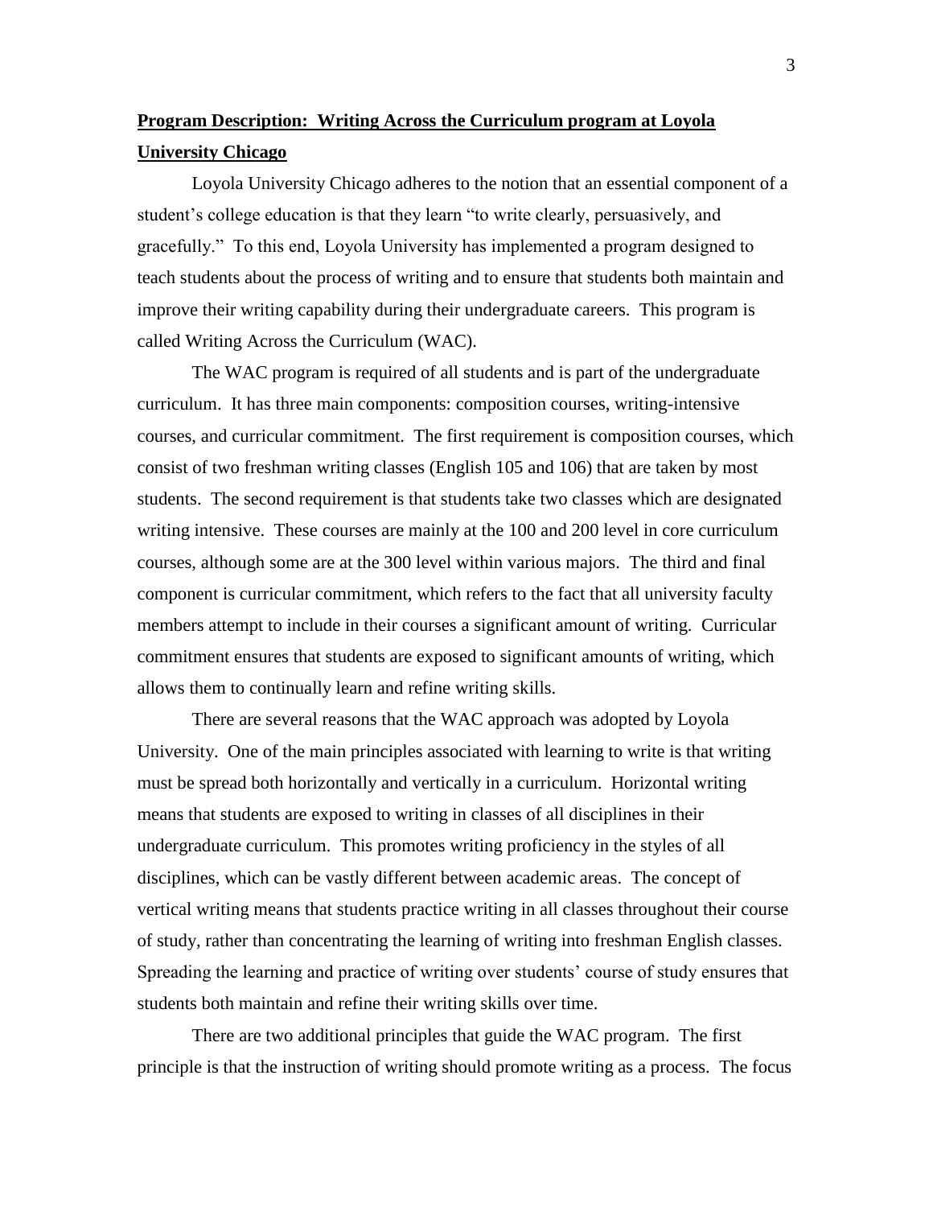**Program Description: Writing Across the Curriculum program at Loyola University Chicago**

Loyola University Chicago adheres to the notion that an essential component of a student's college education is that they learn "to write clearly, persuasively, and gracefully." To this end, Loyola University has implemented a program designed to teach students about the process of writing and to ensure that students both maintain and improve their writing capability during their undergraduate careers. This program is called Writing Across the Curriculum (WAC).

The WAC program is required of all students and is part of the undergraduate curriculum. It has three main components: composition courses, writing-intensive courses, and curricular commitment. The first requirement is composition courses, which consist of two freshman writing classes (English 105 and 106) that are taken by most students. The second requirement is that students take two classes which are designated writing intensive. These courses are mainly at the 100 and 200 level in core curriculum courses, although some are at the 300 level within various majors. The third and final component is curricular commitment, which refers to the fact that all university faculty members attempt to include in their courses a significant amount of writing. Curricular commitment ensures that students are exposed to significant amounts of writing, which allows them to continually learn and refine writing skills.

There are several reasons that the WAC approach was adopted by Loyola University. One of the main principles associated with learning to write is that writing must be spread both horizontally and vertically in a curriculum. Horizontal writing means that students are exposed to writing in classes of all disciplines in their undergraduate curriculum. This promotes writing proficiency in the styles of all disciplines, which can be vastly different between academic areas. The concept of vertical writing means that students practice writing in all classes throughout their course of study, rather than concentrating the learning of writing into freshman English classes. Spreading the learning and practice of writing over students' course of study ensures that students both maintain and refine their writing skills over time.

There are two additional principles that guide the WAC program. The first principle is that the instruction of writing should promote writing as a process. The focus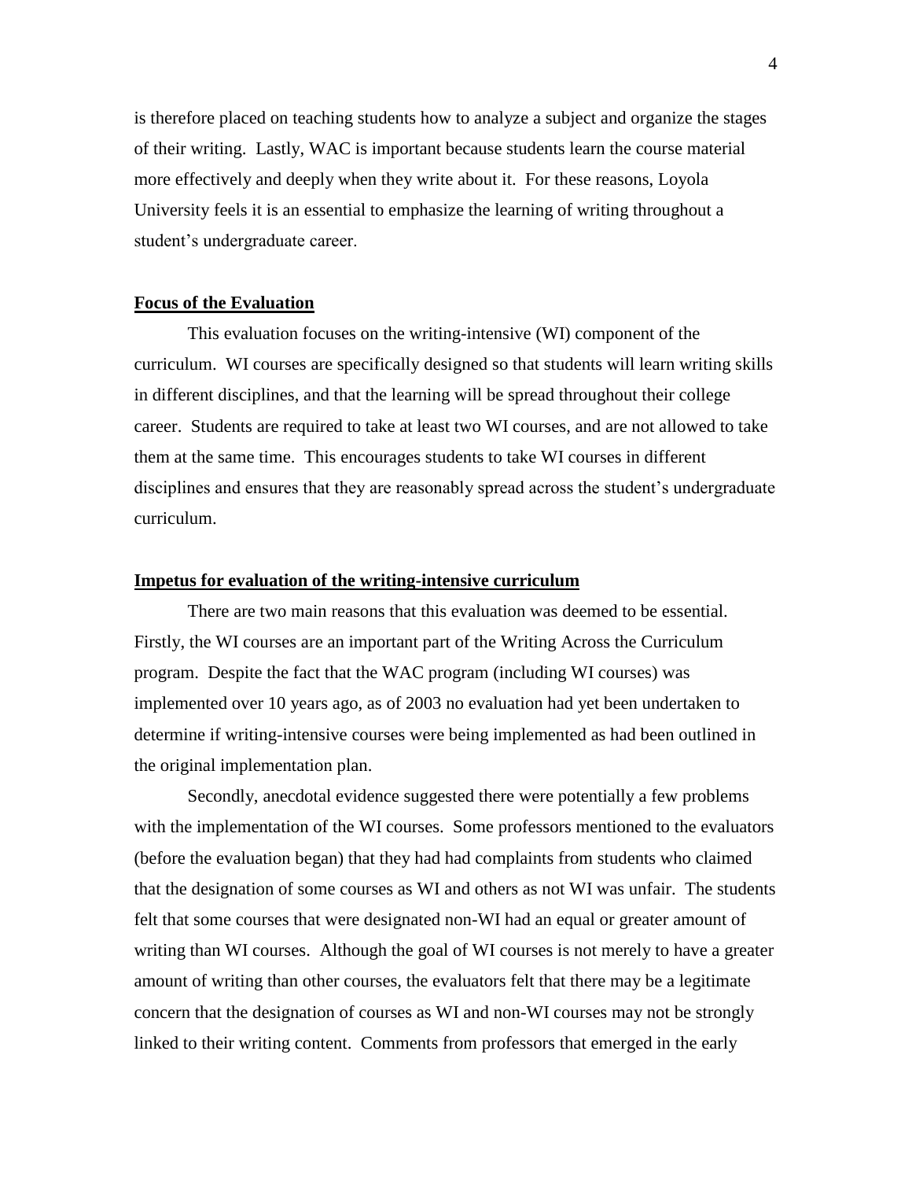is therefore placed on teaching students how to analyze a subject and organize the stages of their writing. Lastly, WAC is important because students learn the course material more effectively and deeply when they write about it. For these reasons, Loyola University feels it is an essential to emphasize the learning of writing throughout a student's undergraduate career.

## **Focus of the Evaluation**

This evaluation focuses on the writing-intensive (WI) component of the curriculum. WI courses are specifically designed so that students will learn writing skills in different disciplines, and that the learning will be spread throughout their college career. Students are required to take at least two WI courses, and are not allowed to take them at the same time. This encourages students to take WI courses in different disciplines and ensures that they are reasonably spread across the student's undergraduate curriculum.

## **Impetus for evaluation of the writing-intensive curriculum**

There are two main reasons that this evaluation was deemed to be essential. Firstly, the WI courses are an important part of the Writing Across the Curriculum program. Despite the fact that the WAC program (including WI courses) was implemented over 10 years ago, as of 2003 no evaluation had yet been undertaken to determine if writing-intensive courses were being implemented as had been outlined in the original implementation plan.

Secondly, anecdotal evidence suggested there were potentially a few problems with the implementation of the WI courses. Some professors mentioned to the evaluators (before the evaluation began) that they had had complaints from students who claimed that the designation of some courses as WI and others as not WI was unfair. The students felt that some courses that were designated non-WI had an equal or greater amount of writing than WI courses. Although the goal of WI courses is not merely to have a greater amount of writing than other courses, the evaluators felt that there may be a legitimate concern that the designation of courses as WI and non-WI courses may not be strongly linked to their writing content. Comments from professors that emerged in the early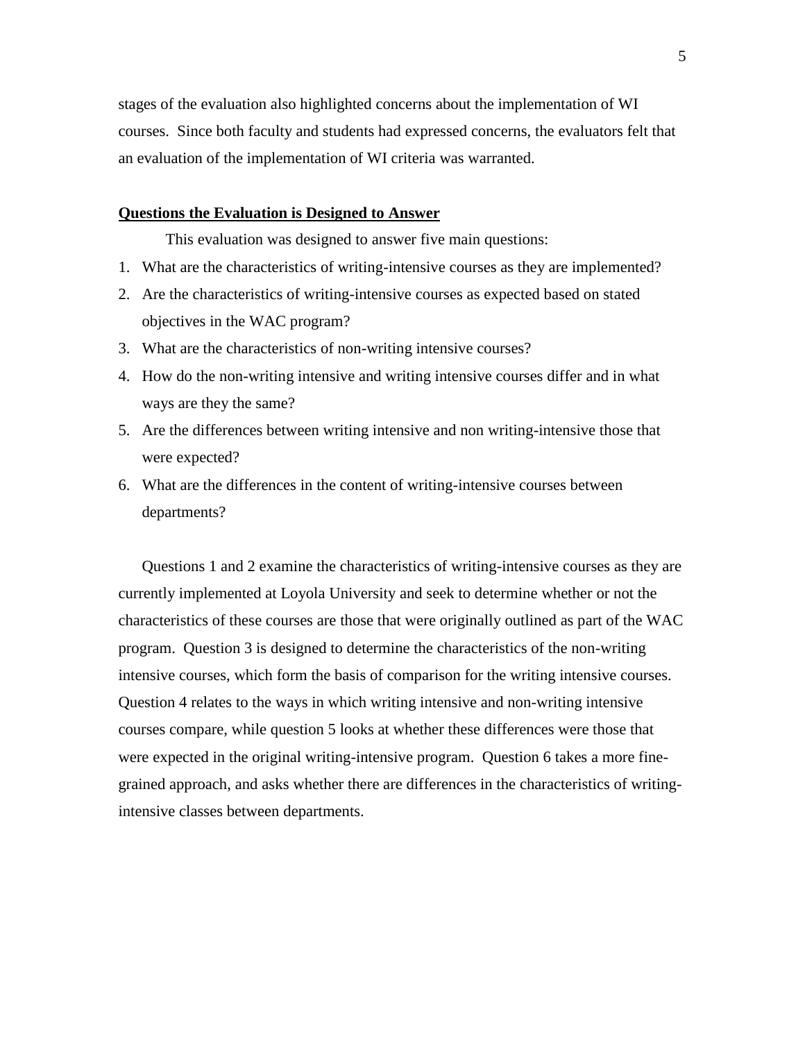stages of the evaluation also highlighted concerns about the implementation of WI courses. Since both faculty and students had expressed concerns, the evaluators felt that an evaluation of the implementation of WI criteria was warranted.

## Questions the Evaluation is Designed to Answer

This evaluation was designed to answer five main questions:

1. What are the characteristics of writing-intensive courses as they are implemented?
2. Are the characteristics of writing-intensive courses as expected based on stated objectives in the WAC program?
3. What are the characteristics of non-writing intensive courses?
4. How do the non-writing intensive and writing intensive courses differ and in what ways are they the same?
5. Are the differences between writing intensive and non writing-intensive those that were expected?
6. What are the differences in the content of writing-intensive courses between departments?

Questions 1 and 2 examine the characteristics of writing-intensive courses as they are currently implemented at Loyola University and seek to determine whether or not the characteristics of these courses are those that were originally outlined as part of the WAC program. Question 3 is designed to determine the characteristics of the non-writing intensive courses, which form the basis of comparison for the writing intensive courses. Question 4 relates to the ways in which writing intensive and non-writing intensive courses compare, while question 5 looks at whether these differences were those that were expected in the original writing-intensive program. Question 6 takes a more fine-grained approach, and asks whether there are differences in the characteristics of writing-intensive classes between departments.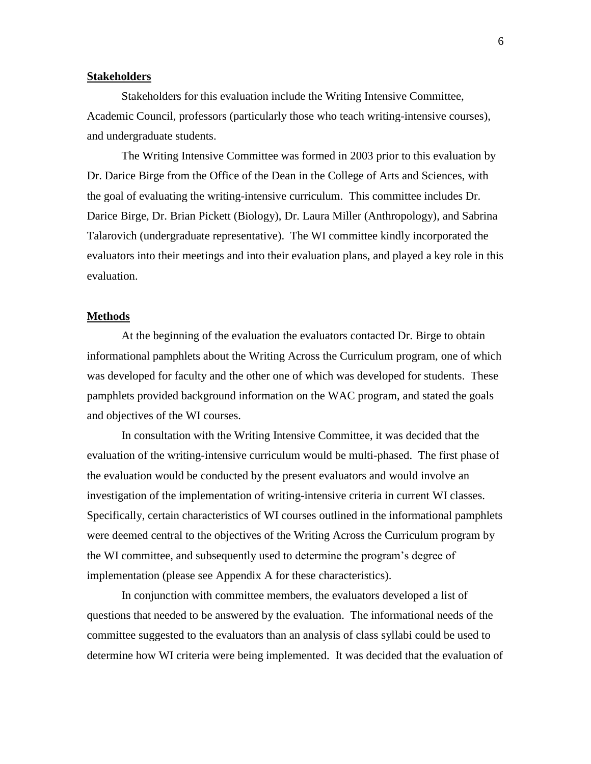**Stakeholders**

Stakeholders for this evaluation include the Writing Intensive Committee, Academic Council, professors (particularly those who teach writing-intensive courses), and undergraduate students.

The Writing Intensive Committee was formed in 2003 prior to this evaluation by Dr. Darice Birge from the Office of the Dean in the College of Arts and Sciences, with the goal of evaluating the writing-intensive curriculum. This committee includes Dr. Darice Birge, Dr. Brian Pickett (Biology), Dr. Laura Miller (Anthropology), and Sabrina Talarovich (undergraduate representative). The WI committee kindly incorporated the evaluators into their meetings and into their evaluation plans, and played a key role in this evaluation.

**Methods**

At the beginning of the evaluation the evaluators contacted Dr. Birge to obtain informational pamphlets about the Writing Across the Curriculum program, one of which was developed for faculty and the other one of which was developed for students. These pamphlets provided background information on the WAC program, and stated the goals and objectives of the WI courses.

In consultation with the Writing Intensive Committee, it was decided that the evaluation of the writing-intensive curriculum would be multi-phased. The first phase of the evaluation would be conducted by the present evaluators and would involve an investigation of the implementation of writing-intensive criteria in current WI classes. Specifically, certain characteristics of WI courses outlined in the informational pamphlets were deemed central to the objectives of the Writing Across the Curriculum program by the WI committee, and subsequently used to determine the program's degree of implementation (please see Appendix A for these characteristics).

In conjunction with committee members, the evaluators developed a list of questions that needed to be answered by the evaluation. The informational needs of the committee suggested to the evaluators than an analysis of class syllabi could be used to determine how WI criteria were being implemented. It was decided that the evaluation of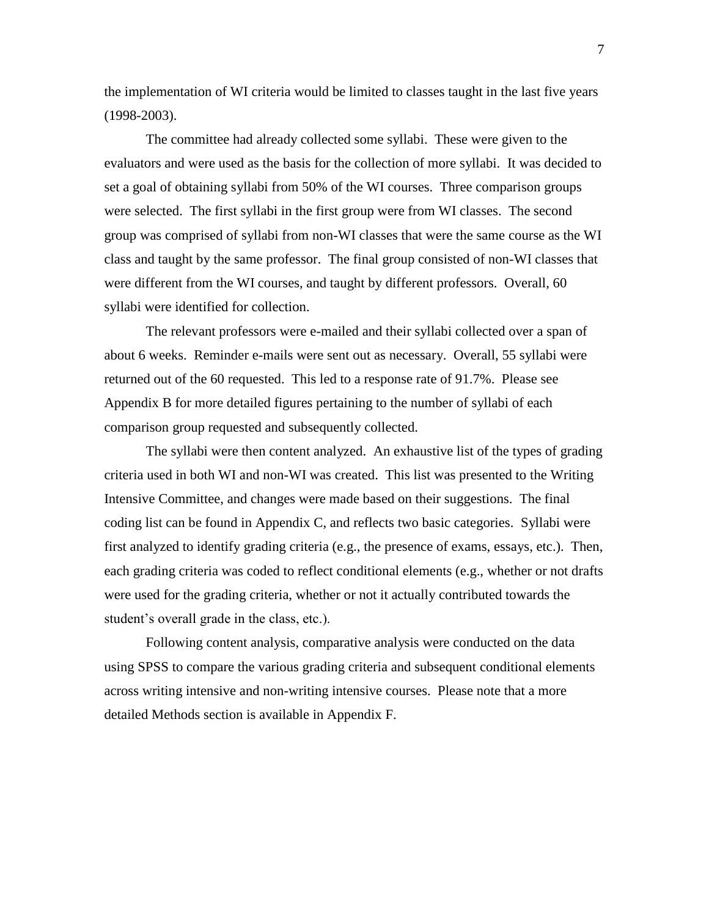the implementation of WI criteria would be limited to classes taught in the last five years (1998-2003).

The committee had already collected some syllabi. These were given to the evaluators and were used as the basis for the collection of more syllabi. It was decided to set a goal of obtaining syllabi from 50% of the WI courses. Three comparison groups were selected. The first syllabi in the first group were from WI classes. The second group was comprised of syllabi from non-WI classes that were the same course as the WI class and taught by the same professor. The final group consisted of non-WI classes that were different from the WI courses, and taught by different professors. Overall, 60 syllabi were identified for collection.

The relevant professors were e-mailed and their syllabi collected over a span of about 6 weeks. Reminder e-mails were sent out as necessary. Overall, 55 syllabi were returned out of the 60 requested. This led to a response rate of 91.7%. Please see Appendix B for more detailed figures pertaining to the number of syllabi of each comparison group requested and subsequently collected.

The syllabi were then content analyzed. An exhaustive list of the types of grading criteria used in both WI and non-WI was created. This list was presented to the Writing Intensive Committee, and changes were made based on their suggestions. The final coding list can be found in Appendix C, and reflects two basic categories. Syllabi were first analyzed to identify grading criteria (e.g., the presence of exams, essays, etc.). Then, each grading criteria was coded to reflect conditional elements (e.g., whether or not drafts were used for the grading criteria, whether or not it actually contributed towards the student's overall grade in the class, etc.).

Following content analysis, comparative analysis were conducted on the data using SPSS to compare the various grading criteria and subsequent conditional elements across writing intensive and non-writing intensive courses. Please note that a more detailed Methods section is available in Appendix F.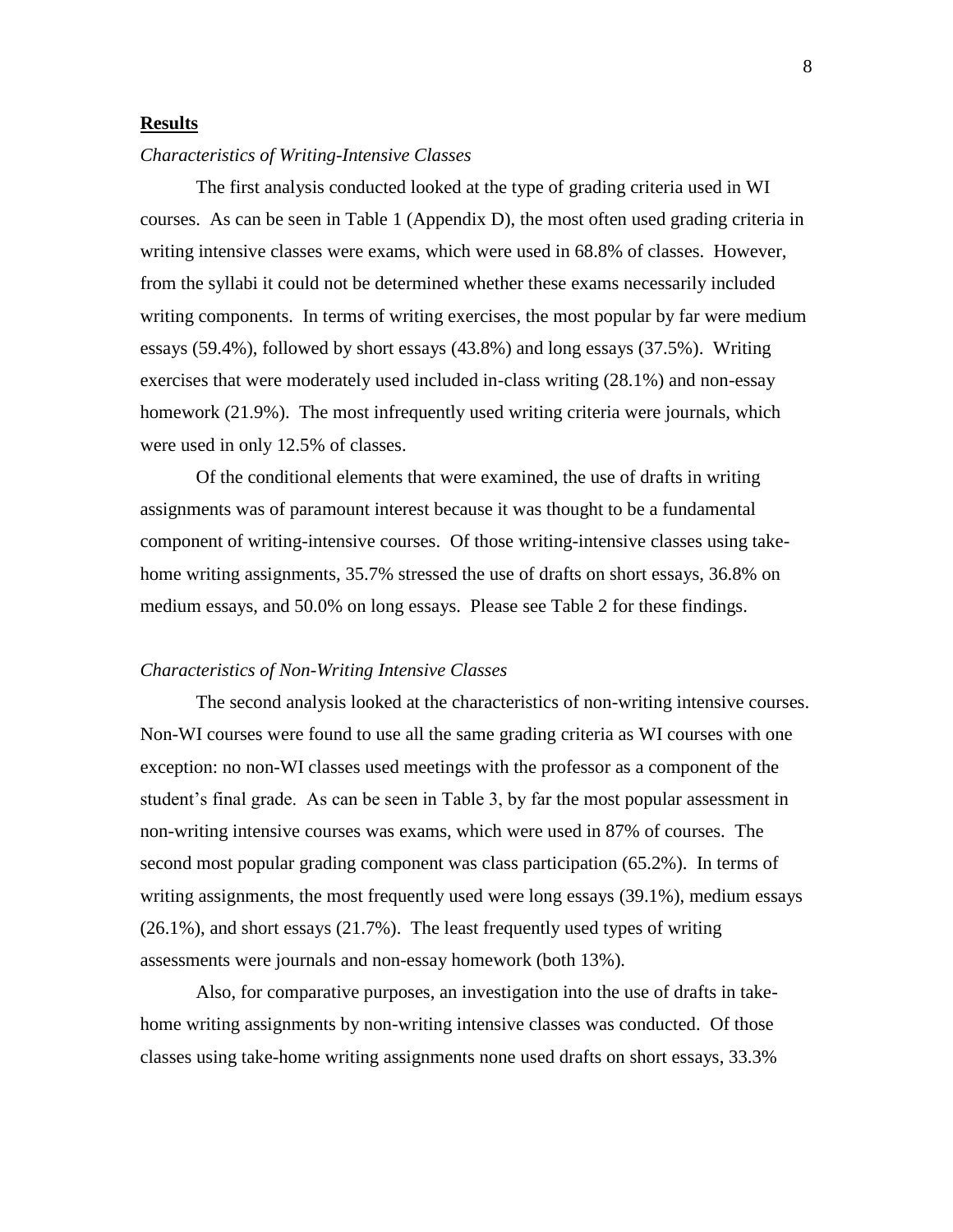## **Results**

*Characteristics of Writing-Intensive Classes*

The first analysis conducted looked at the type of grading criteria used in WI courses. As can be seen in Table 1 (Appendix D), the most often used grading criteria in writing intensive classes were exams, which were used in 68.8% of classes. However, from the syllabi it could not be determined whether these exams necessarily included writing components. In terms of writing exercises, the most popular by far were medium essays (59.4%), followed by short essays (43.8%) and long essays (37.5%). Writing exercises that were moderately used included in-class writing (28.1%) and non-essay homework (21.9%). The most infrequently used writing criteria were journals, which were used in only 12.5% of classes.

Of the conditional elements that were examined, the use of drafts in writing assignments was of paramount interest because it was thought to be a fundamental component of writing-intensive courses. Of those writing-intensive classes using take-home writing assignments, 35.7% stressed the use of drafts on short essays, 36.8% on medium essays, and 50.0% on long essays. Please see Table 2 for these findings.

*Characteristics of Non-Writing Intensive Classes*

The second analysis looked at the characteristics of non-writing intensive courses. Non-WI courses were found to use all the same grading criteria as WI courses with one exception: no non-WI classes used meetings with the professor as a component of the student's final grade. As can be seen in Table 3, by far the most popular assessment in non-writing intensive courses was exams, which were used in 87% of courses. The second most popular grading component was class participation (65.2%). In terms of writing assignments, the most frequently used were long essays (39.1%), medium essays (26.1%), and short essays (21.7%). The least frequently used types of writing assessments were journals and non-essay homework (both 13%).

Also, for comparative purposes, an investigation into the use of drafts in take-home writing assignments by non-writing intensive classes was conducted. Of those classes using take-home writing assignments none used drafts on short essays, 33.3%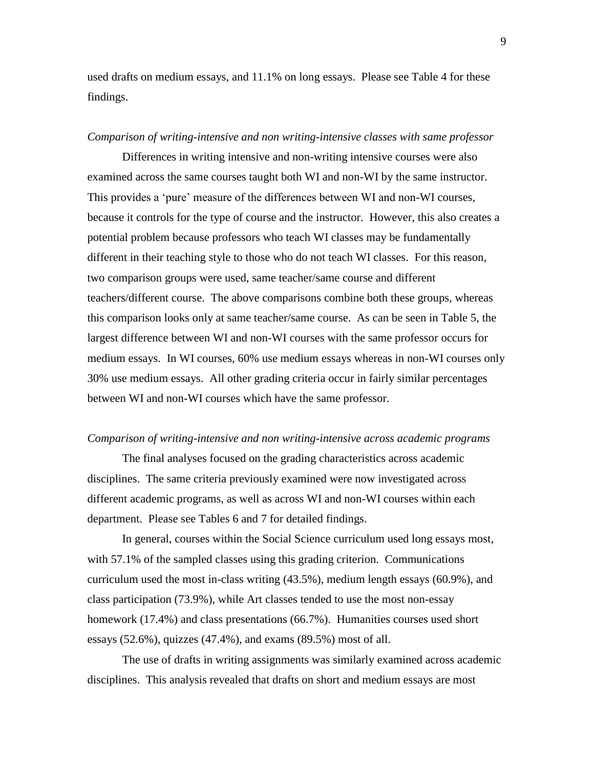used drafts on medium essays, and 11.1% on long essays.  Please see Table 4 for these findings.

*Comparison of writing-intensive and non writing-intensive classes with same professor*

Differences in writing intensive and non-writing intensive courses were also examined across the same courses taught both WI and non-WI by the same instructor. This provides a 'pure' measure of the differences between WI and non-WI courses, because it controls for the type of course and the instructor.  However, this also creates a potential problem because professors who teach WI classes may be fundamentally different in their teaching style to those who do not teach WI classes.  For this reason, two comparison groups were used, same teacher/same course and different teachers/different course.  The above comparisons combine both these groups, whereas this comparison looks only at same teacher/same course.  As can be seen in Table 5, the largest difference between WI and non-WI courses with the same professor occurs for medium essays.  In WI courses, 60% use medium essays whereas in non-WI courses only 30% use medium essays.  All other grading criteria occur in fairly similar percentages between WI and non-WI courses which have the same professor.

*Comparison of writing-intensive and non writing-intensive across academic programs*

The final analyses focused on the grading characteristics across academic disciplines.  The same criteria previously examined were now investigated across different academic programs, as well as across WI and non-WI courses within each department.  Please see Tables 6 and 7 for detailed findings.

In general, courses within the Social Science curriculum used long essays most, with 57.1% of the sampled classes using this grading criterion.  Communications curriculum used the most in-class writing (43.5%), medium length essays (60.9%), and class participation (73.9%), while Art classes tended to use the most non-essay homework (17.4%) and class presentations (66.7%).  Humanities courses used short essays (52.6%), quizzes (47.4%), and exams (89.5%) most of all.

The use of drafts in writing assignments was similarly examined across academic disciplines.  This analysis revealed that drafts on short and medium essays are most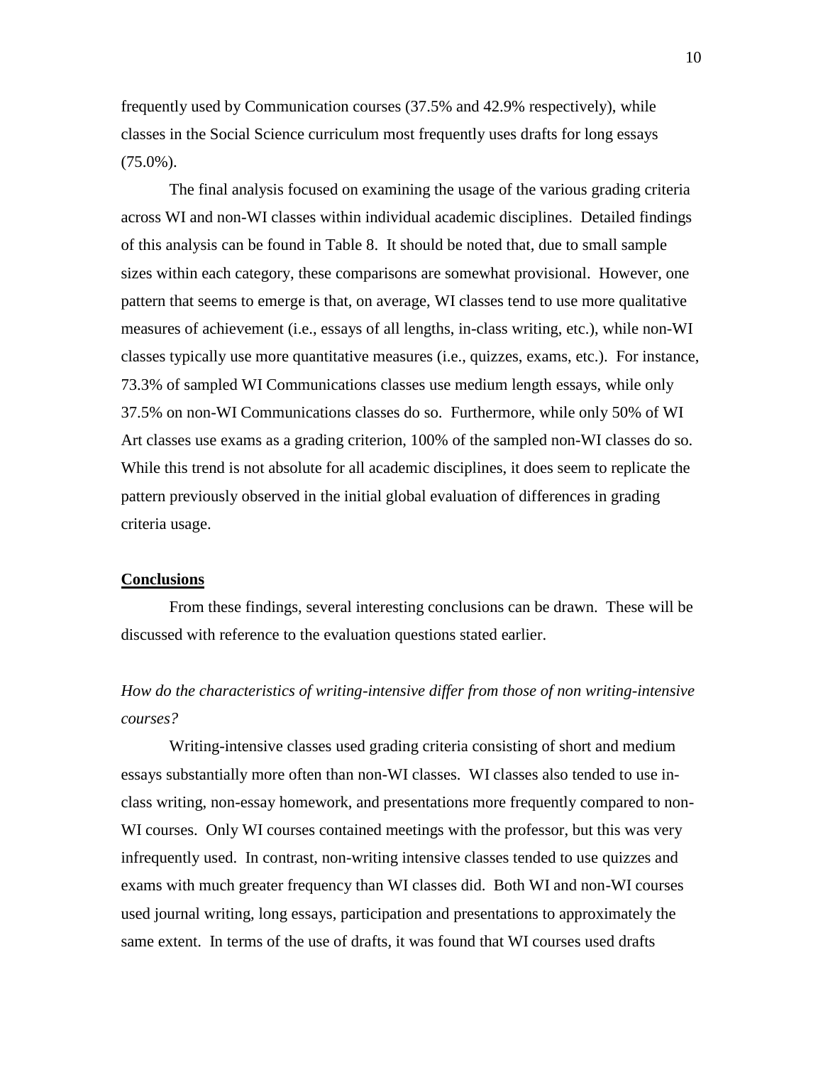frequently used by Communication courses (37.5% and 42.9% respectively), while classes in the Social Science curriculum most frequently uses drafts for long essays (75.0%).

The final analysis focused on examining the usage of the various grading criteria across WI and non-WI classes within individual academic disciplines. Detailed findings of this analysis can be found in Table 8. It should be noted that, due to small sample sizes within each category, these comparisons are somewhat provisional. However, one pattern that seems to emerge is that, on average, WI classes tend to use more qualitative measures of achievement (i.e., essays of all lengths, in-class writing, etc.), while non-WI classes typically use more quantitative measures (i.e., quizzes, exams, etc.). For instance, 73.3% of sampled WI Communications classes use medium length essays, while only 37.5% on non-WI Communications classes do so. Furthermore, while only 50% of WI Art classes use exams as a grading criterion, 100% of the sampled non-WI classes do so. While this trend is not absolute for all academic disciplines, it does seem to replicate the pattern previously observed in the initial global evaluation of differences in grading criteria usage.

## Conclusions

From these findings, several interesting conclusions can be drawn. These will be discussed with reference to the evaluation questions stated earlier.

*How do the characteristics of writing-intensive differ from those of non writing-intensive courses?*

Writing-intensive classes used grading criteria consisting of short and medium essays substantially more often than non-WI classes. WI classes also tended to use in-class writing, non-essay homework, and presentations more frequently compared to non-WI courses. Only WI courses contained meetings with the professor, but this was very infrequently used. In contrast, non-writing intensive classes tended to use quizzes and exams with much greater frequency than WI classes did. Both WI and non-WI courses used journal writing, long essays, participation and presentations to approximately the same extent. In terms of the use of drafts, it was found that WI courses used drafts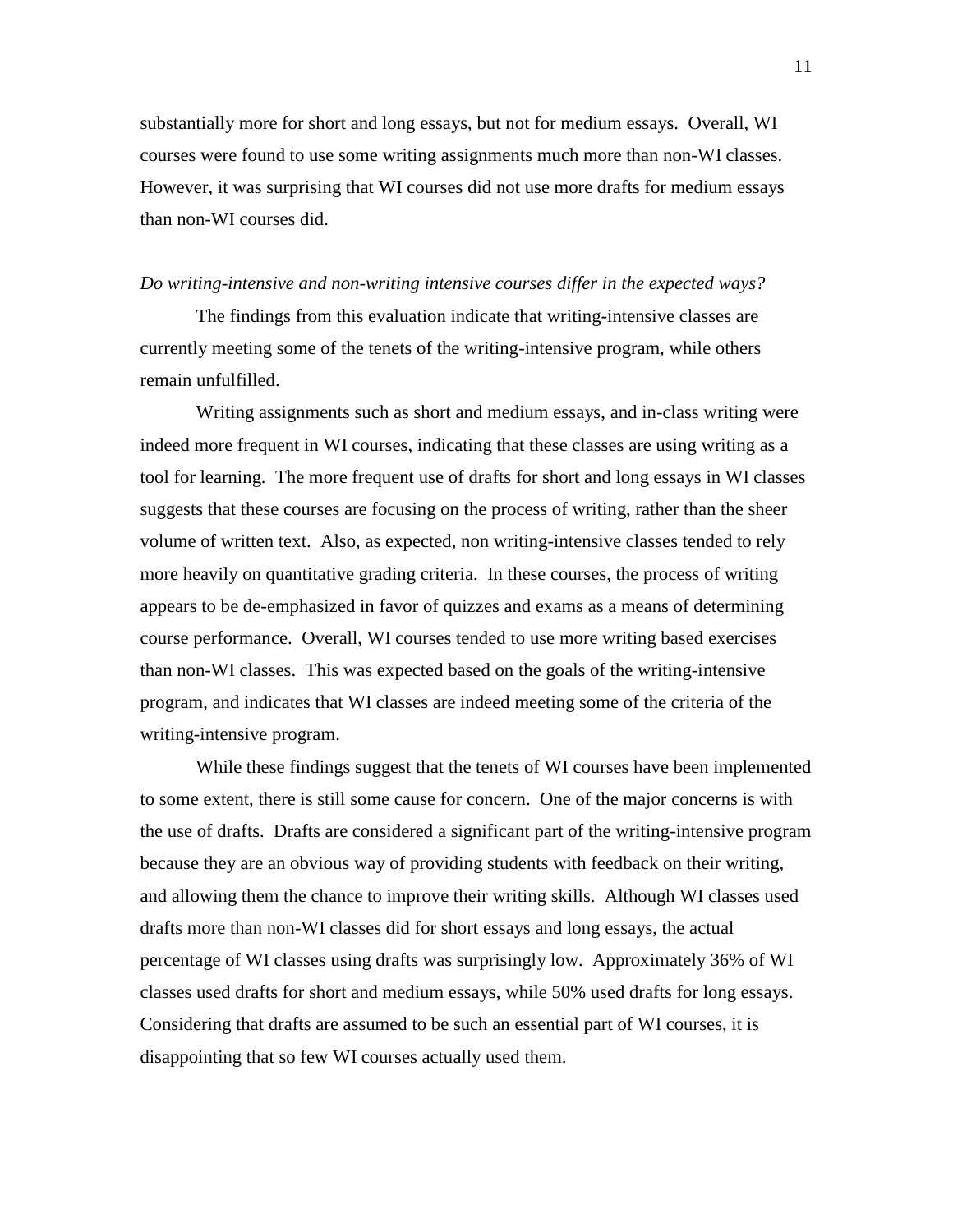substantially more for short and long essays, but not for medium essays. Overall, WI courses were found to use some writing assignments much more than non-WI classes. However, it was surprising that WI courses did not use more drafts for medium essays than non-WI courses did.

*Do writing-intensive and non-writing intensive courses differ in the expected ways?*

The findings from this evaluation indicate that writing-intensive classes are currently meeting some of the tenets of the writing-intensive program, while others remain unfulfilled.

Writing assignments such as short and medium essays, and in-class writing were indeed more frequent in WI courses, indicating that these classes are using writing as a tool for learning. The more frequent use of drafts for short and long essays in WI classes suggests that these courses are focusing on the process of writing, rather than the sheer volume of written text. Also, as expected, non writing-intensive classes tended to rely more heavily on quantitative grading criteria. In these courses, the process of writing appears to be de-emphasized in favor of quizzes and exams as a means of determining course performance. Overall, WI courses tended to use more writing based exercises than non-WI classes. This was expected based on the goals of the writing-intensive program, and indicates that WI classes are indeed meeting some of the criteria of the writing-intensive program.

While these findings suggest that the tenets of WI courses have been implemented to some extent, there is still some cause for concern. One of the major concerns is with the use of drafts. Drafts are considered a significant part of the writing-intensive program because they are an obvious way of providing students with feedback on their writing, and allowing them the chance to improve their writing skills. Although WI classes used drafts more than non-WI classes did for short essays and long essays, the actual percentage of WI classes using drafts was surprisingly low. Approximately 36% of WI classes used drafts for short and medium essays, while 50% used drafts for long essays. Considering that drafts are assumed to be such an essential part of WI courses, it is disappointing that so few WI courses actually used them.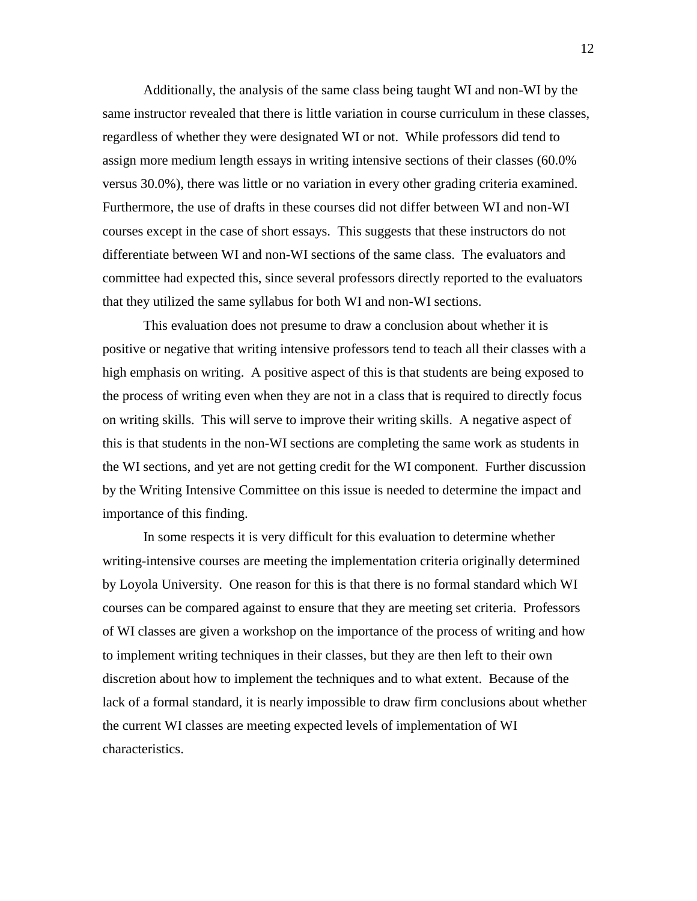Additionally, the analysis of the same class being taught WI and non-WI by the same instructor revealed that there is little variation in course curriculum in these classes, regardless of whether they were designated WI or not. While professors did tend to assign more medium length essays in writing intensive sections of their classes (60.0% versus 30.0%), there was little or no variation in every other grading criteria examined. Furthermore, the use of drafts in these courses did not differ between WI and non-WI courses except in the case of short essays. This suggests that these instructors do not differentiate between WI and non-WI sections of the same class. The evaluators and committee had expected this, since several professors directly reported to the evaluators that they utilized the same syllabus for both WI and non-WI sections.

This evaluation does not presume to draw a conclusion about whether it is positive or negative that writing intensive professors tend to teach all their classes with a high emphasis on writing. A positive aspect of this is that students are being exposed to the process of writing even when they are not in a class that is required to directly focus on writing skills. This will serve to improve their writing skills. A negative aspect of this is that students in the non-WI sections are completing the same work as students in the WI sections, and yet are not getting credit for the WI component. Further discussion by the Writing Intensive Committee on this issue is needed to determine the impact and importance of this finding.

In some respects it is very difficult for this evaluation to determine whether writing-intensive courses are meeting the implementation criteria originally determined by Loyola University. One reason for this is that there is no formal standard which WI courses can be compared against to ensure that they are meeting set criteria. Professors of WI classes are given a workshop on the importance of the process of writing and how to implement writing techniques in their classes, but they are then left to their own discretion about how to implement the techniques and to what extent. Because of the lack of a formal standard, it is nearly impossible to draw firm conclusions about whether the current WI classes are meeting expected levels of implementation of WI characteristics.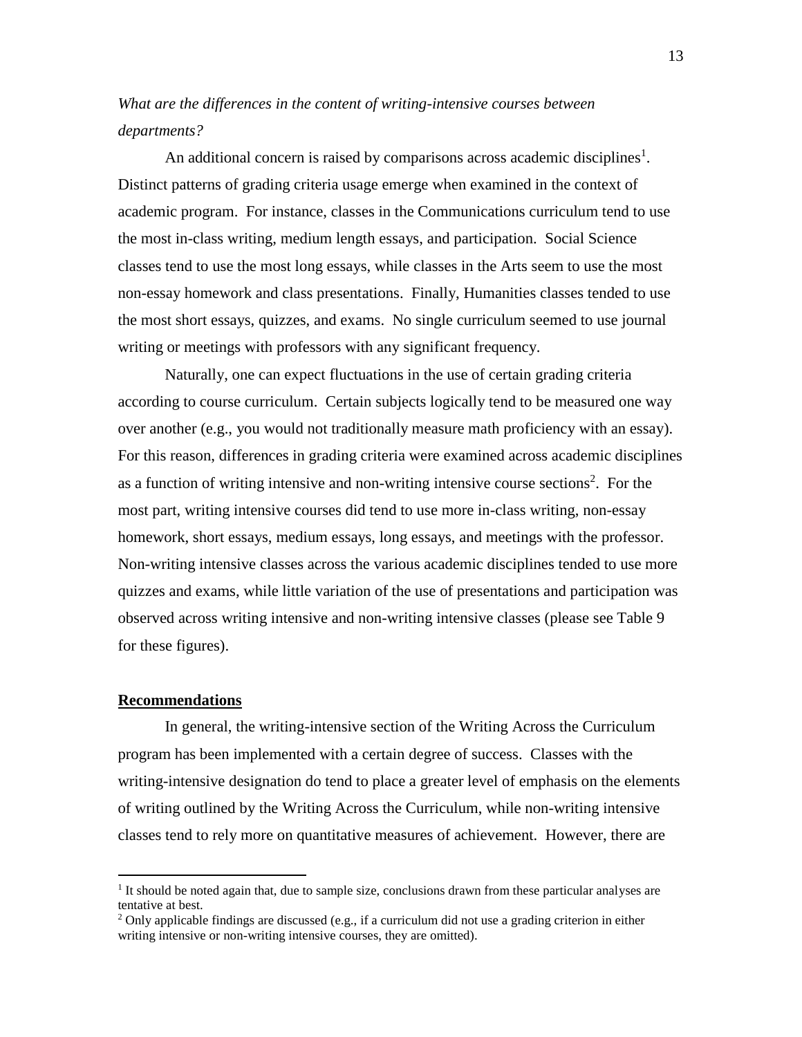*What are the differences in the content of writing-intensive courses between departments?*

An additional concern is raised by comparisons across academic disciplines[1]. Distinct patterns of grading criteria usage emerge when examined in the context of academic program. For instance, classes in the Communications curriculum tend to use the most in-class writing, medium length essays, and participation. Social Science classes tend to use the most long essays, while classes in the Arts seem to use the most non-essay homework and class presentations. Finally, Humanities classes tended to use the most short essays, quizzes, and exams. No single curriculum seemed to use journal writing or meetings with professors with any significant frequency.

Naturally, one can expect fluctuations in the use of certain grading criteria according to course curriculum. Certain subjects logically tend to be measured one way over another (e.g., you would not traditionally measure math proficiency with an essay). For this reason, differences in grading criteria were examined across academic disciplines as a function of writing intensive and non-writing intensive course sections[2]. For the most part, writing intensive courses did tend to use more in-class writing, non-essay homework, short essays, medium essays, long essays, and meetings with the professor. Non-writing intensive classes across the various academic disciplines tended to use more quizzes and exams, while little variation of the use of presentations and participation was observed across writing intensive and non-writing intensive classes (please see Table 9 for these figures).

## Recommendations

In general, the writing-intensive section of the Writing Across the Curriculum program has been implemented with a certain degree of success. Classes with the writing-intensive designation do tend to place a greater level of emphasis on the elements of writing outlined by the Writing Across the Curriculum, while non-writing intensive classes tend to rely more on quantitative measures of achievement. However, there are

---

[1] It should be noted again that, due to sample size, conclusions drawn from these particular analyses are tentative at best.

[2] Only applicable findings are discussed (e.g., if a curriculum did not use a grading criterion in either writing intensive or non-writing intensive courses, they are omitted).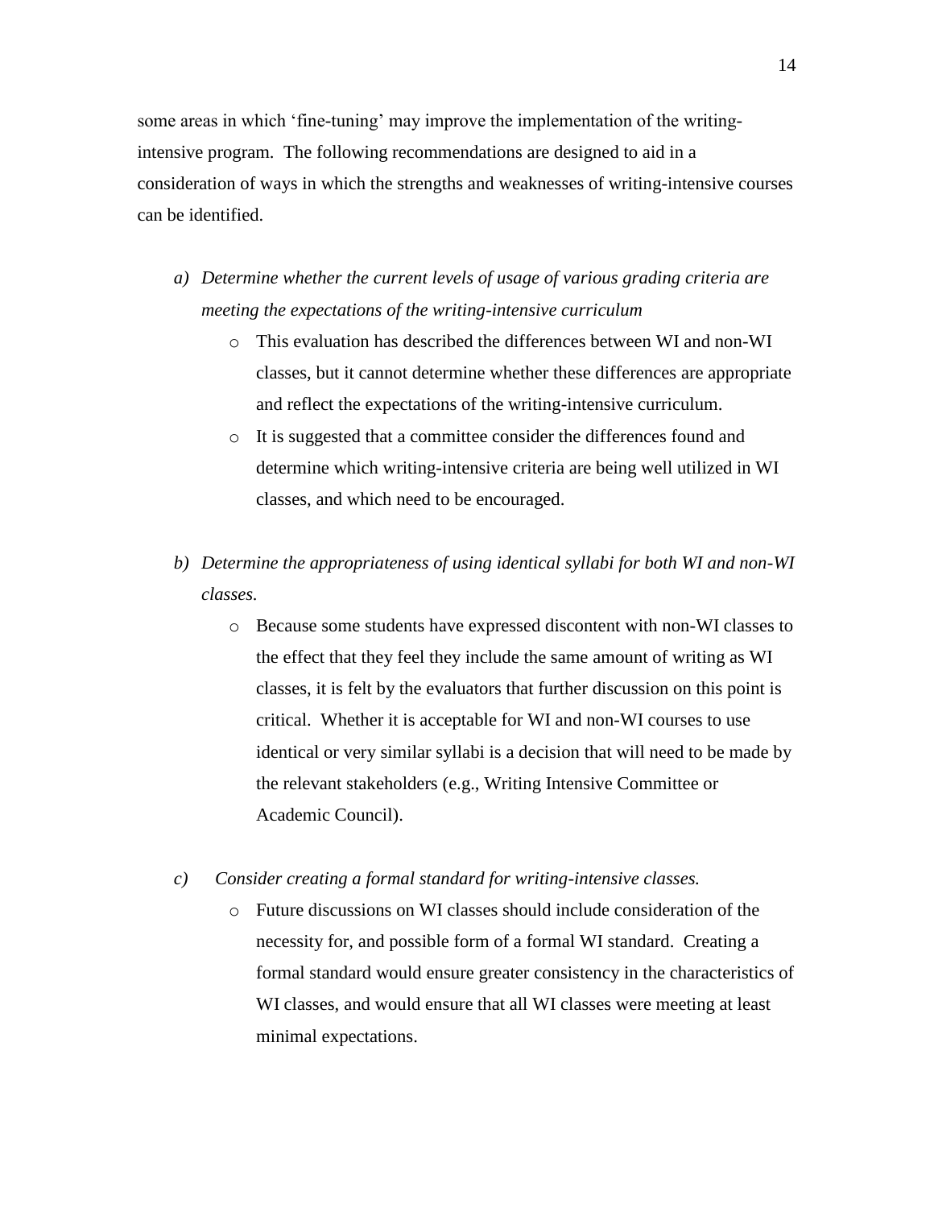some areas in which 'fine-tuning' may improve the implementation of the writing-intensive program. The following recommendations are designed to aid in a consideration of ways in which the strengths and weaknesses of writing-intensive courses can be identified.

a) *Determine whether the current levels of usage of various grading criteria are meeting the expectations of the writing-intensive curriculum*
   - This evaluation has described the differences between WI and non-WI classes, but it cannot determine whether these differences are appropriate and reflect the expectations of the writing-intensive curriculum.
   - It is suggested that a committee consider the differences found and determine which writing-intensive criteria are being well utilized in WI classes, and which need to be encouraged.

b) *Determine the appropriateness of using identical syllabi for both WI and non-WI classes.*
   - Because some students have expressed discontent with non-WI classes to the effect that they feel they include the same amount of writing as WI classes, it is felt by the evaluators that further discussion on this point is critical. Whether it is acceptable for WI and non-WI courses to use identical or very similar syllabi is a decision that will need to be made by the relevant stakeholders (e.g., Writing Intensive Committee or Academic Council).

c) *Consider creating a formal standard for writing-intensive classes.*
   - Future discussions on WI classes should include consideration of the necessity for, and possible form of a formal WI standard. Creating a formal standard would ensure greater consistency in the characteristics of WI classes, and would ensure that all WI classes were meeting at least minimal expectations.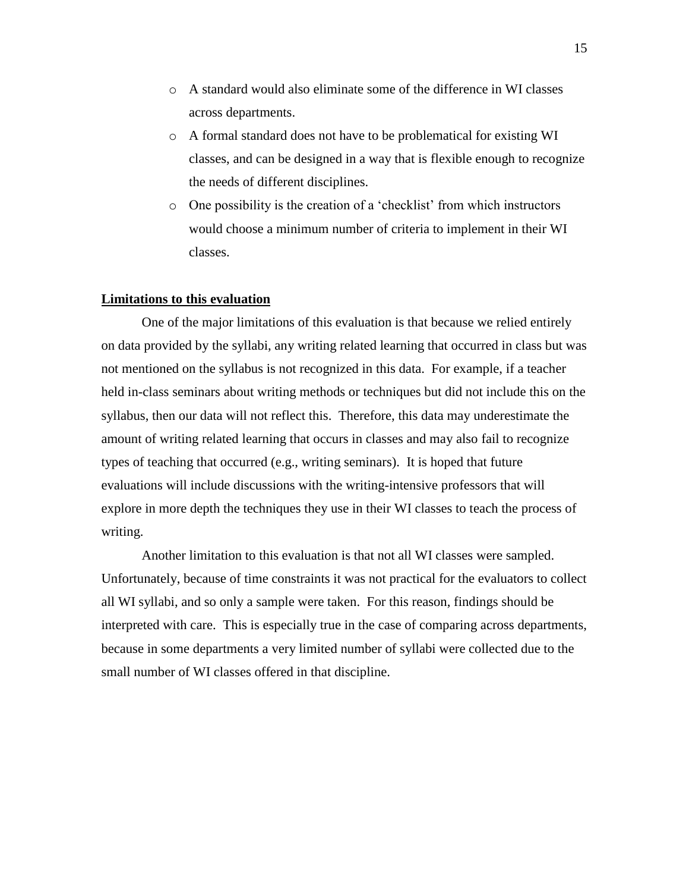- A standard would also eliminate some of the difference in WI classes across departments.
- A formal standard does not have to be problematical for existing WI classes, and can be designed in a way that is flexible enough to recognize the needs of different disciplines.
- One possibility is the creation of a 'checklist' from which instructors would choose a minimum number of criteria to implement in their WI classes.

**Limitations to this evaluation**

One of the major limitations of this evaluation is that because we relied entirely on data provided by the syllabi, any writing related learning that occurred in class but was not mentioned on the syllabus is not recognized in this data. For example, if a teacher held in-class seminars about writing methods or techniques but did not include this on the syllabus, then our data will not reflect this. Therefore, this data may underestimate the amount of writing related learning that occurs in classes and may also fail to recognize types of teaching that occurred (e.g., writing seminars). It is hoped that future evaluations will include discussions with the writing-intensive professors that will explore in more depth the techniques they use in their WI classes to teach the process of writing.

Another limitation to this evaluation is that not all WI classes were sampled. Unfortunately, because of time constraints it was not practical for the evaluators to collect all WI syllabi, and so only a sample were taken. For this reason, findings should be interpreted with care. This is especially true in the case of comparing across departments, because in some departments a very limited number of syllabi were collected due to the small number of WI classes offered in that discipline.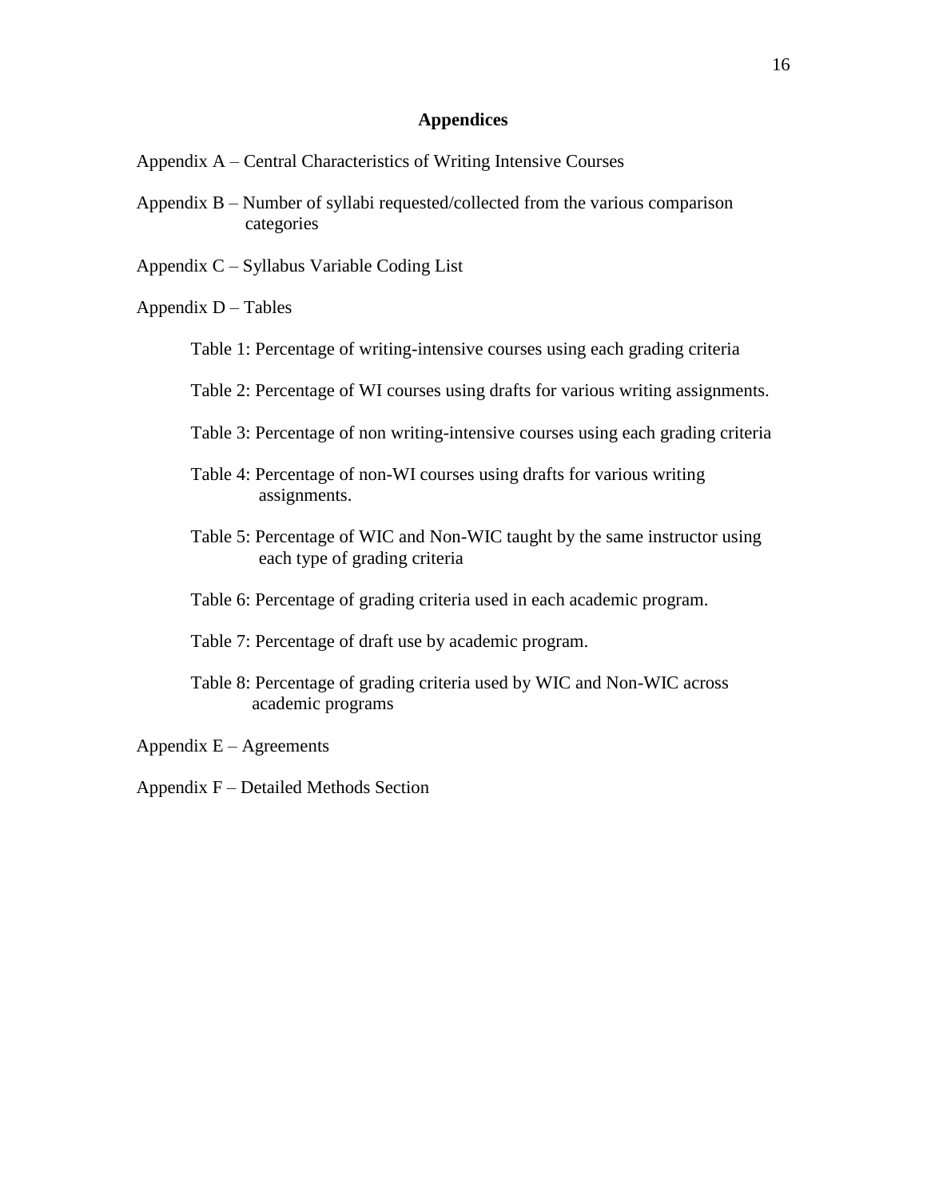## Appendices

Appendix A – Central Characteristics of Writing Intensive Courses

Appendix B – Number of syllabi requested/collected from the various comparison categories

Appendix C – Syllabus Variable Coding List

Appendix D – Tables

- Table 1: Percentage of writing-intensive courses using each grading criteria
- Table 2: Percentage of WI courses using drafts for various writing assignments.
- Table 3: Percentage of non writing-intensive courses using each grading criteria
- Table 4: Percentage of non-WI courses using drafts for various writing assignments.
- Table 5: Percentage of WIC and Non-WIC taught by the same instructor using each type of grading criteria
- Table 6: Percentage of grading criteria used in each academic program.
- Table 7: Percentage of draft use by academic program.
- Table 8: Percentage of grading criteria used by WIC and Non-WIC across academic programs

Appendix E – Agreements

Appendix F – Detailed Methods Section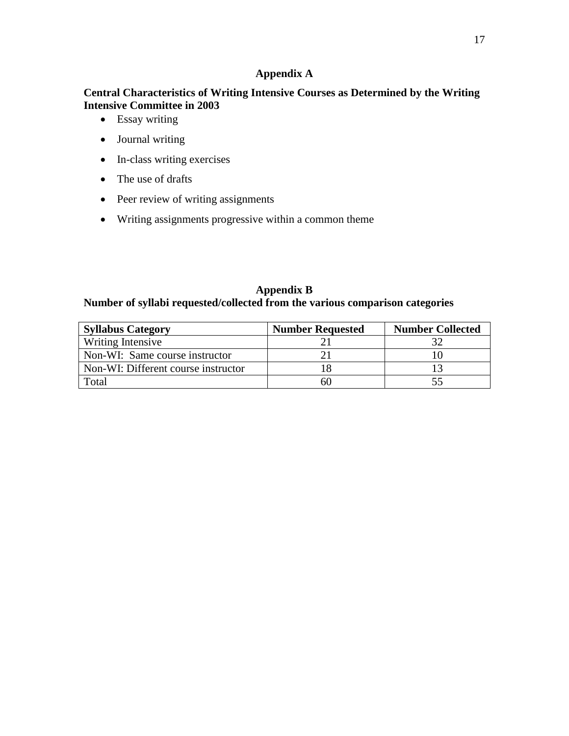## Appendix A

**Central Characteristics of Writing Intensive Courses as Determined by the Writing Intensive Committee in 2003**

- Essay writing
- Journal writing
- In-class writing exercises
- The use of drafts
- Peer review of writing assignments
- Writing assignments progressive within a common theme

## Appendix B

**Number of syllabi requested/collected from the various comparison categories**

| Syllabus Category | Number Requested | Number Collected |
|---|---|---|
| Writing Intensive | 21 | 32 |
| Non-WI: Same course instructor | 21 | 10 |
| Non-WI: Different course instructor | 18 | 13 |
| Total | 60 | 55 |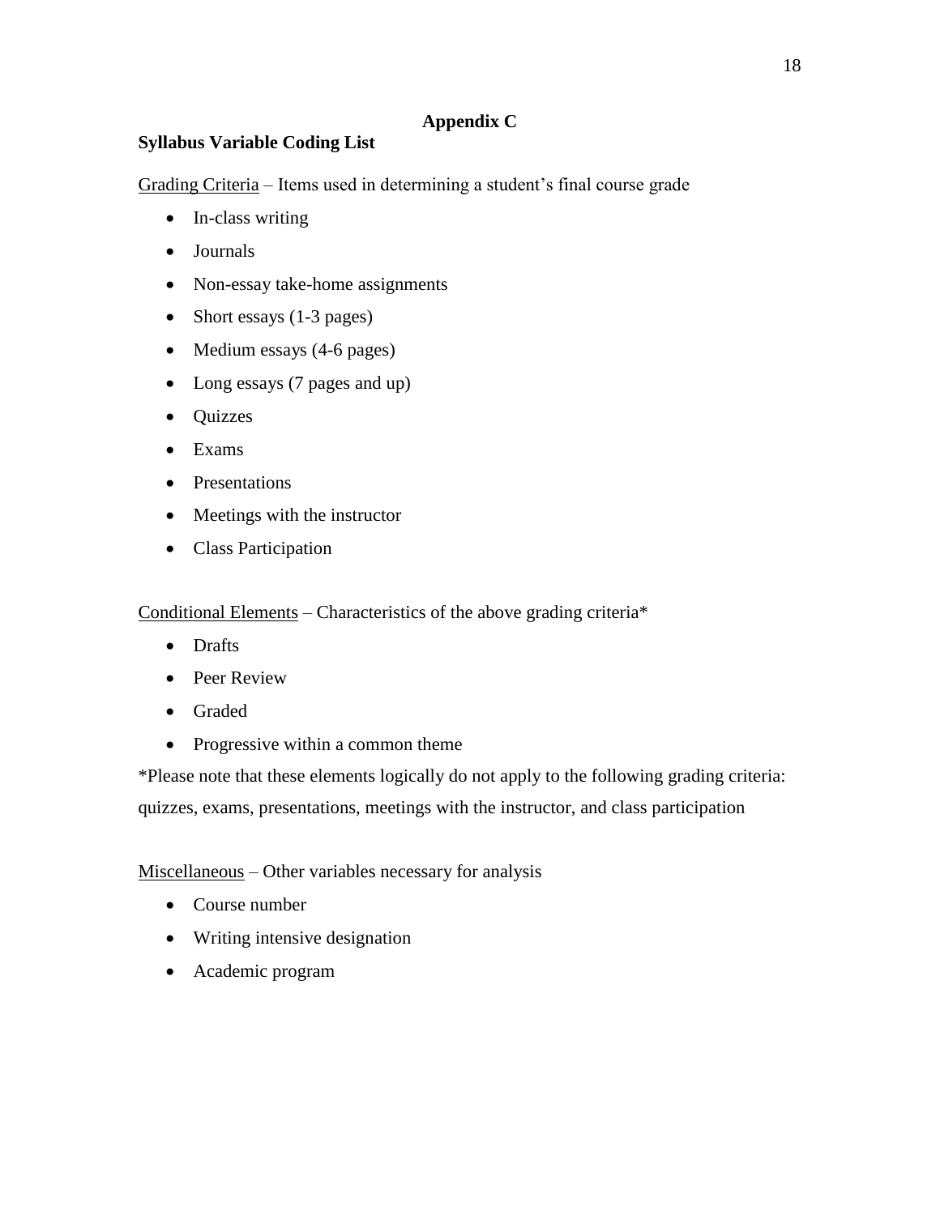## Appendix C

**Syllabus Variable Coding List**

<u>Grading Criteria</u> – Items used in determining a student's final course grade

- In-class writing
- Journals
- Non-essay take-home assignments
- Short essays (1-3 pages)
- Medium essays (4-6 pages)
- Long essays (7 pages and up)
- Quizzes
- Exams
- Presentations
- Meetings with the instructor
- Class Participation

<u>Conditional Elements</u> – Characteristics of the above grading criteria*

- Drafts
- Peer Review
- Graded
- Progressive within a common theme

*Please note that these elements logically do not apply to the following grading criteria: quizzes, exams, presentations, meetings with the instructor, and class participation

<u>Miscellaneous</u> – Other variables necessary for analysis

- Course number
- Writing intensive designation
- Academic program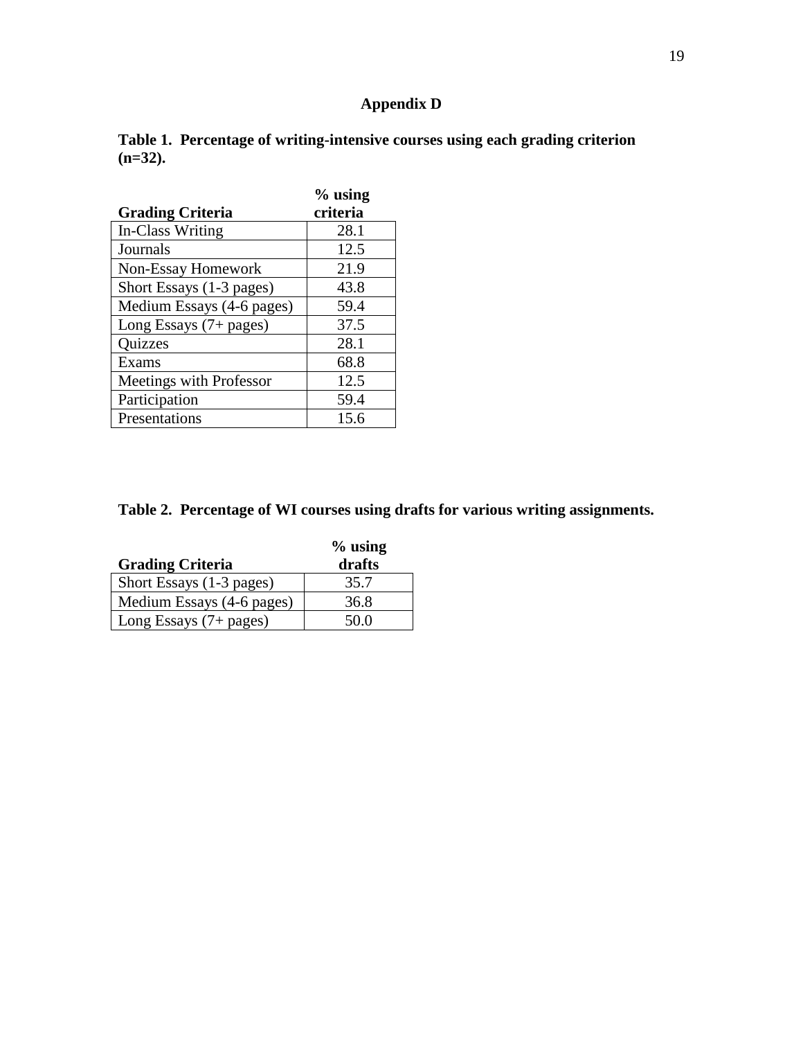# Appendix D

**Table 1. Percentage of writing-intensive courses using each grading criterion (n=32).**

| Grading Criteria | % using criteria |
|---|---|
| In-Class Writing | 28.1 |
| Journals | 12.5 |
| Non-Essay Homework | 21.9 |
| Short Essays (1-3 pages) | 43.8 |
| Medium Essays (4-6 pages) | 59.4 |
| Long Essays (7+ pages) | 37.5 |
| Quizzes | 28.1 |
| Exams | 68.8 |
| Meetings with Professor | 12.5 |
| Participation | 59.4 |
| Presentations | 15.6 |

**Table 2. Percentage of WI courses using drafts for various writing assignments.**

| Grading Criteria | % using drafts |
|---|---|
| Short Essays (1-3 pages) | 35.7 |
| Medium Essays (4-6 pages) | 36.8 |
| Long Essays (7+ pages) | 50.0 |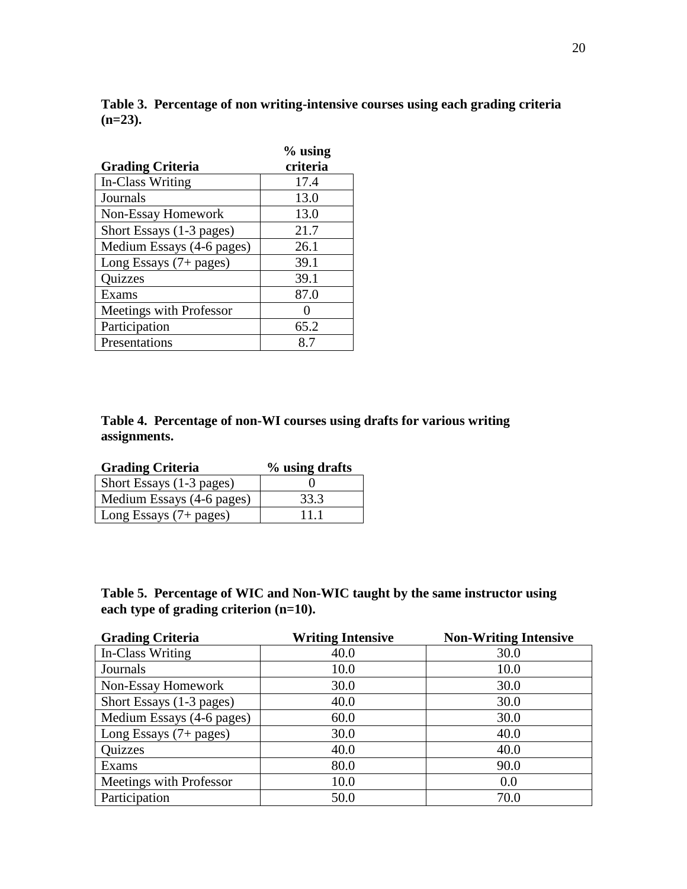**Table 3. Percentage of non writing-intensive courses using each grading criteria (n=23).**

| Grading Criteria | % using criteria |
|---|---|
| In-Class Writing | 17.4 |
| Journals | 13.0 |
| Non-Essay Homework | 13.0 |
| Short Essays (1-3 pages) | 21.7 |
| Medium Essays (4-6 pages) | 26.1 |
| Long Essays (7+ pages) | 39.1 |
| Quizzes | 39.1 |
| Exams | 87.0 |
| Meetings with Professor | 0 |
| Participation | 65.2 |
| Presentations | 8.7 |

**Table 4. Percentage of non-WI courses using drafts for various writing assignments.**

| Grading Criteria | % using drafts |
|---|---|
| Short Essays (1-3 pages) | 0 |
| Medium Essays (4-6 pages) | 33.3 |
| Long Essays (7+ pages) | 11.1 |

**Table 5. Percentage of WIC and Non-WIC taught by the same instructor using each type of grading criterion (n=10).**

| Grading Criteria | Writing Intensive | Non-Writing Intensive |
|---|---|---|
| In-Class Writing | 40.0 | 30.0 |
| Journals | 10.0 | 10.0 |
| Non-Essay Homework | 30.0 | 30.0 |
| Short Essays (1-3 pages) | 40.0 | 30.0 |
| Medium Essays (4-6 pages) | 60.0 | 30.0 |
| Long Essays (7+ pages) | 30.0 | 40.0 |
| Quizzes | 40.0 | 40.0 |
| Exams | 80.0 | 90.0 |
| Meetings with Professor | 10.0 | 0.0 |
| Participation | 50.0 | 70.0 |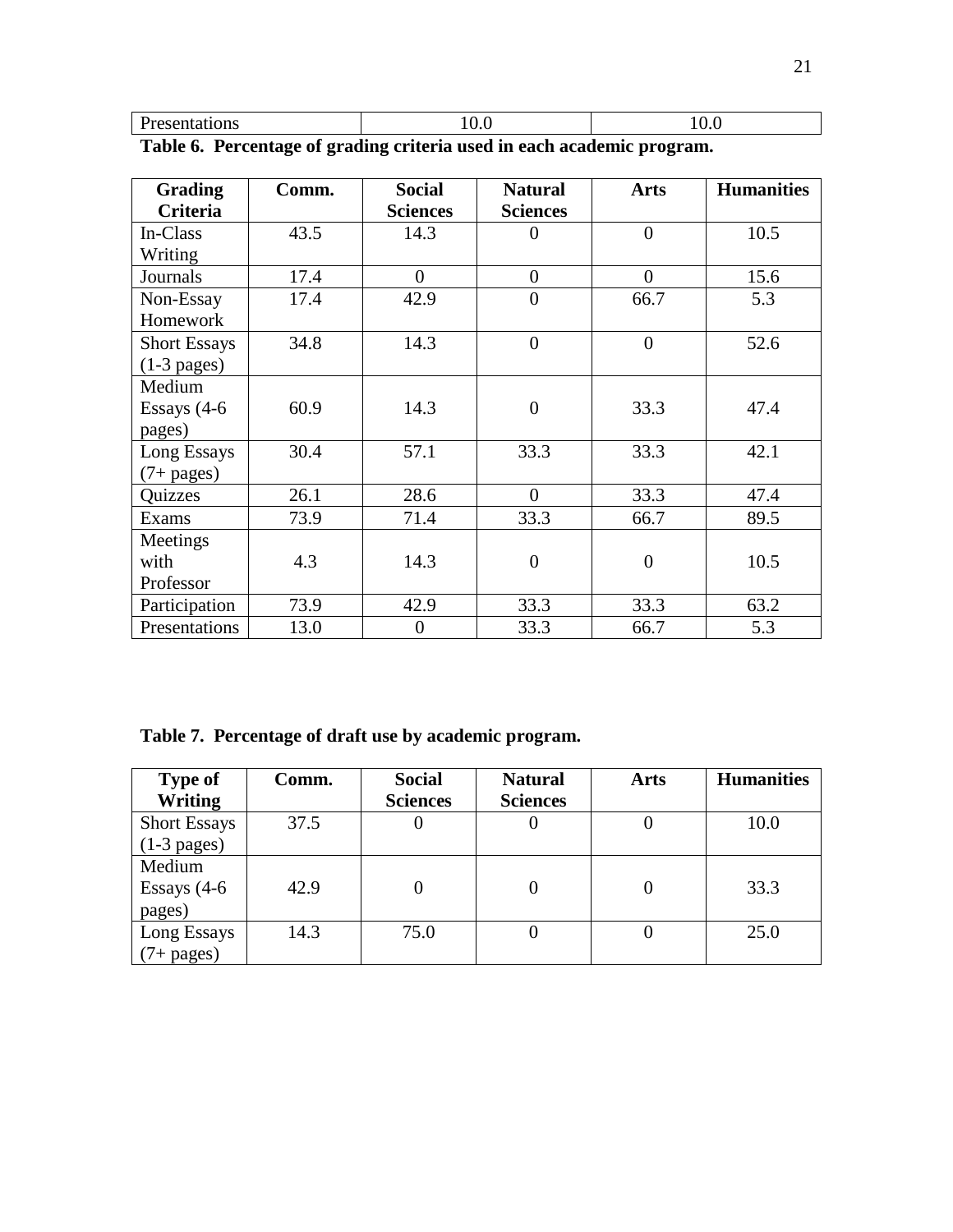| Presentations | 10.0 | 10.0 |
|---|---|---|

**Table 6. Percentage of grading criteria used in each academic program.**

| Grading Criteria | Comm. | Social Sciences | Natural Sciences | Arts | Humanities |
|---|---|---|---|---|---|
| In-Class Writing | 43.5 | 14.3 | 0 | 0 | 10.5 |
| Journals | 17.4 | 0 | 0 | 0 | 15.6 |
| Non-Essay Homework | 17.4 | 42.9 | 0 | 66.7 | 5.3 |
| Short Essays (1-3 pages) | 34.8 | 14.3 | 0 | 0 | 52.6 |
| Medium Essays (4-6 pages) | 60.9 | 14.3 | 0 | 33.3 | 47.4 |
| Long Essays (7+ pages) | 30.4 | 57.1 | 33.3 | 33.3 | 42.1 |
| Quizzes | 26.1 | 28.6 | 0 | 33.3 | 47.4 |
| Exams | 73.9 | 71.4 | 33.3 | 66.7 | 89.5 |
| Meetings with Professor | 4.3 | 14.3 | 0 | 0 | 10.5 |
| Participation | 73.9 | 42.9 | 33.3 | 33.3 | 63.2 |
| Presentations | 13.0 | 0 | 33.3 | 66.7 | 5.3 |

**Table 7. Percentage of draft use by academic program.**

| Type of Writing | Comm. | Social Sciences | Natural Sciences | Arts | Humanities |
|---|---|---|---|---|---|
| Short Essays (1-3 pages) | 37.5 | 0 | 0 | 0 | 10.0 |
| Medium Essays (4-6 pages) | 42.9 | 0 | 0 | 0 | 33.3 |
| Long Essays (7+ pages) | 14.3 | 75.0 | 0 | 0 | 25.0 |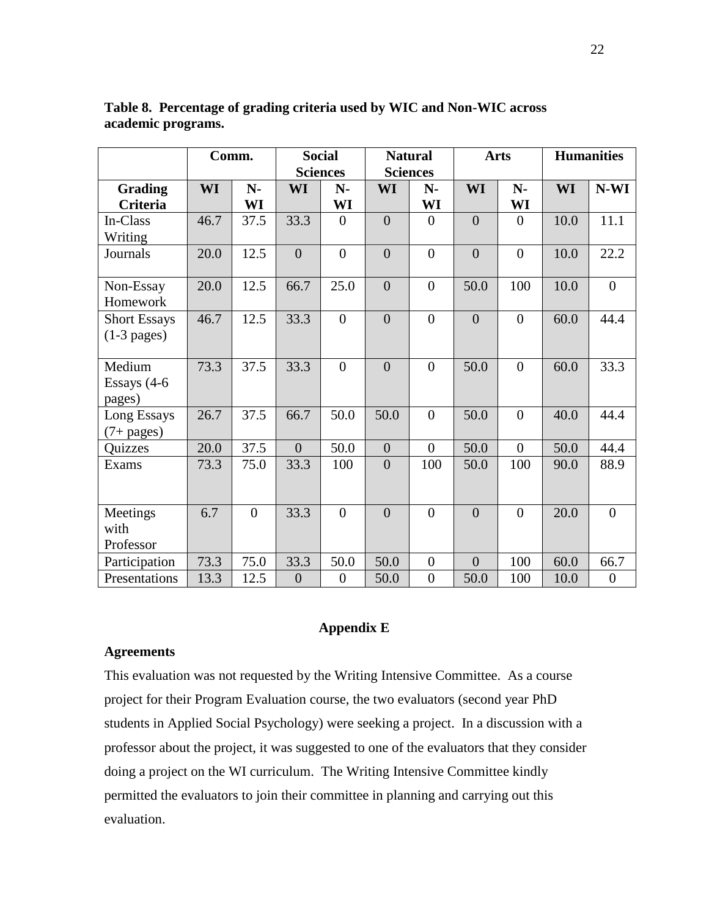**Table 8. Percentage of grading criteria used by WIC and Non-WIC across academic programs.**

| | Comm. | | Social Sciences | | Natural Sciences | | Arts | | Humanities | |
|---|---|---|---|---|---|---|---|---|---|---|
| **Grading Criteria** | **WI** | **N-WI** | **WI** | **N-WI** | **WI** | **N-WI** | **WI** | **N-WI** | **WI** | **N-WI** |
| In-Class Writing | 46.7 | 37.5 | 33.3 | 0 | 0 | 0 | 0 | 0 | 10.0 | 11.1 |
| Journals | 20.0 | 12.5 | 0 | 0 | 0 | 0 | 0 | 0 | 10.0 | 22.2 |
| Non-Essay Homework | 20.0 | 12.5 | 66.7 | 25.0 | 0 | 0 | 50.0 | 100 | 10.0 | 0 |
| Short Essays (1-3 pages) | 46.7 | 12.5 | 33.3 | 0 | 0 | 0 | 0 | 0 | 60.0 | 44.4 |
| Medium Essays (4-6 pages) | 73.3 | 37.5 | 33.3 | 0 | 0 | 0 | 50.0 | 0 | 60.0 | 33.3 |
| Long Essays (7+ pages) | 26.7 | 37.5 | 66.7 | 50.0 | 50.0 | 0 | 50.0 | 0 | 40.0 | 44.4 |
| Quizzes | 20.0 | 37.5 | 0 | 50.0 | 0 | 0 | 50.0 | 0 | 50.0 | 44.4 |
| Exams | 73.3 | 75.0 | 33.3 | 100 | 0 | 100 | 50.0 | 100 | 90.0 | 88.9 |
| Meetings with Professor | 6.7 | 0 | 33.3 | 0 | 0 | 0 | 0 | 0 | 20.0 | 0 |
| Participation | 73.3 | 75.0 | 33.3 | 50.0 | 50.0 | 0 | 0 | 100 | 60.0 | 66.7 |
| Presentations | 13.3 | 12.5 | 0 | 0 | 50.0 | 0 | 50.0 | 100 | 10.0 | 0 |

## Appendix E

**Agreements**

This evaluation was not requested by the Writing Intensive Committee. As a course project for their Program Evaluation course, the two evaluators (second year PhD students in Applied Social Psychology) were seeking a project. In a discussion with a professor about the project, it was suggested to one of the evaluators that they consider doing a project on the WI curriculum. The Writing Intensive Committee kindly permitted the evaluators to join their committee in planning and carrying out this evaluation.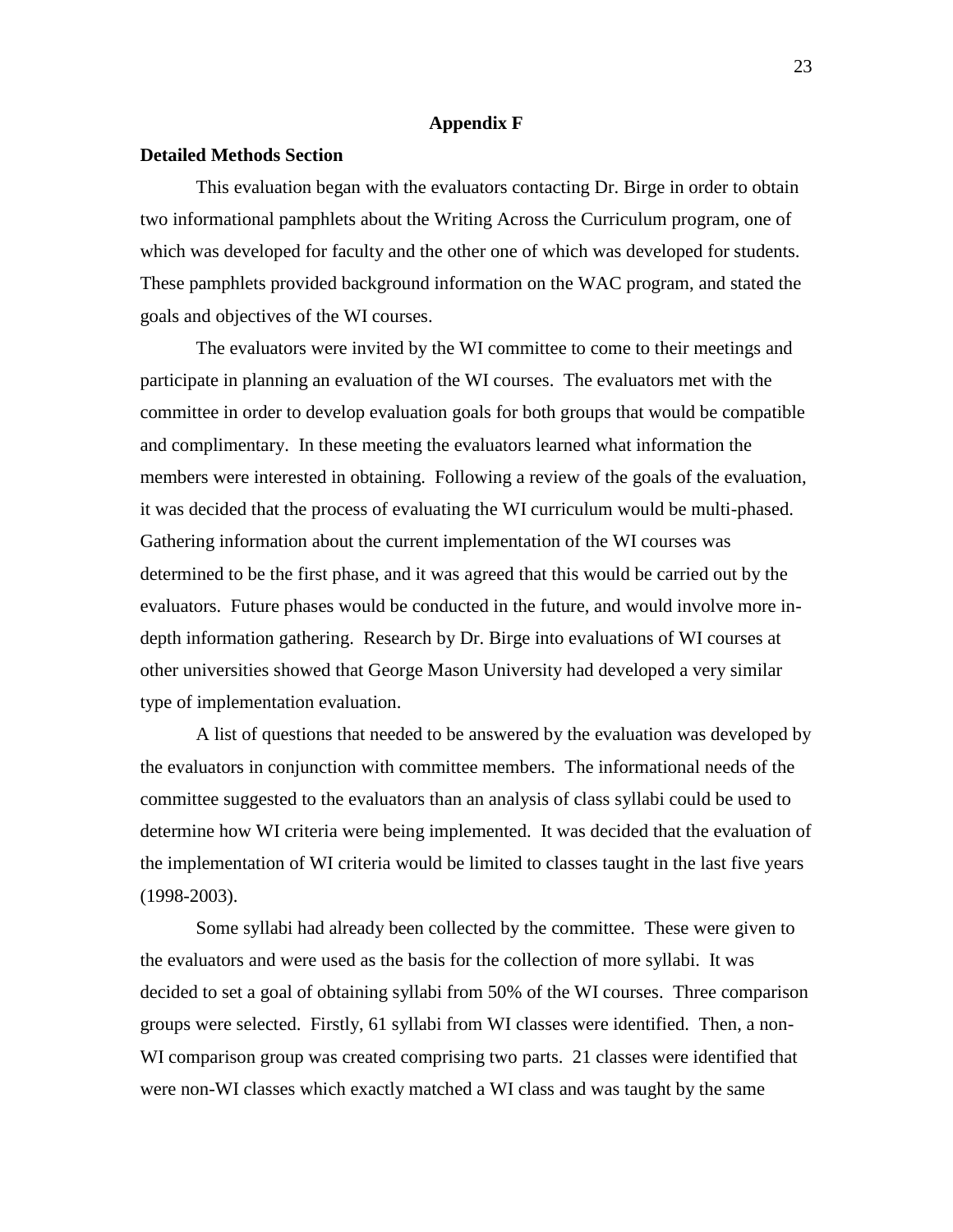# Appendix F

## Detailed Methods Section

This evaluation began with the evaluators contacting Dr. Birge in order to obtain two informational pamphlets about the Writing Across the Curriculum program, one of which was developed for faculty and the other one of which was developed for students. These pamphlets provided background information on the WAC program, and stated the goals and objectives of the WI courses.

The evaluators were invited by the WI committee to come to their meetings and participate in planning an evaluation of the WI courses. The evaluators met with the committee in order to develop evaluation goals for both groups that would be compatible and complimentary. In these meeting the evaluators learned what information the members were interested in obtaining. Following a review of the goals of the evaluation, it was decided that the process of evaluating the WI curriculum would be multi-phased. Gathering information about the current implementation of the WI courses was determined to be the first phase, and it was agreed that this would be carried out by the evaluators. Future phases would be conducted in the future, and would involve more in-depth information gathering. Research by Dr. Birge into evaluations of WI courses at other universities showed that George Mason University had developed a very similar type of implementation evaluation.

A list of questions that needed to be answered by the evaluation was developed by the evaluators in conjunction with committee members. The informational needs of the committee suggested to the evaluators than an analysis of class syllabi could be used to determine how WI criteria were being implemented. It was decided that the evaluation of the implementation of WI criteria would be limited to classes taught in the last five years (1998-2003).

Some syllabi had already been collected by the committee. These were given to the evaluators and were used as the basis for the collection of more syllabi. It was decided to set a goal of obtaining syllabi from 50% of the WI courses. Three comparison groups were selected. Firstly, 61 syllabi from WI classes were identified. Then, a non-WI comparison group was created comprising two parts. 21 classes were identified that were non-WI classes which exactly matched a WI class and was taught by the same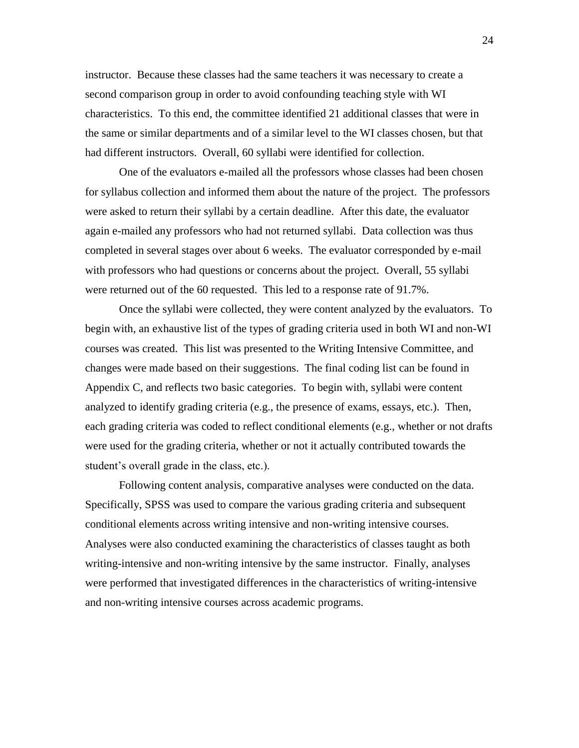instructor. Because these classes had the same teachers it was necessary to create a second comparison group in order to avoid confounding teaching style with WI characteristics. To this end, the committee identified 21 additional classes that were in the same or similar departments and of a similar level to the WI classes chosen, but that had different instructors. Overall, 60 syllabi were identified for collection.

One of the evaluators e-mailed all the professors whose classes had been chosen for syllabus collection and informed them about the nature of the project. The professors were asked to return their syllabi by a certain deadline. After this date, the evaluator again e-mailed any professors who had not returned syllabi. Data collection was thus completed in several stages over about 6 weeks. The evaluator corresponded by e-mail with professors who had questions or concerns about the project. Overall, 55 syllabi were returned out of the 60 requested. This led to a response rate of 91.7%.

Once the syllabi were collected, they were content analyzed by the evaluators. To begin with, an exhaustive list of the types of grading criteria used in both WI and non-WI courses was created. This list was presented to the Writing Intensive Committee, and changes were made based on their suggestions. The final coding list can be found in Appendix C, and reflects two basic categories. To begin with, syllabi were content analyzed to identify grading criteria (e.g., the presence of exams, essays, etc.). Then, each grading criteria was coded to reflect conditional elements (e.g., whether or not drafts were used for the grading criteria, whether or not it actually contributed towards the student's overall grade in the class, etc.).

Following content analysis, comparative analyses were conducted on the data. Specifically, SPSS was used to compare the various grading criteria and subsequent conditional elements across writing intensive and non-writing intensive courses. Analyses were also conducted examining the characteristics of classes taught as both writing-intensive and non-writing intensive by the same instructor. Finally, analyses were performed that investigated differences in the characteristics of writing-intensive and non-writing intensive courses across academic programs.